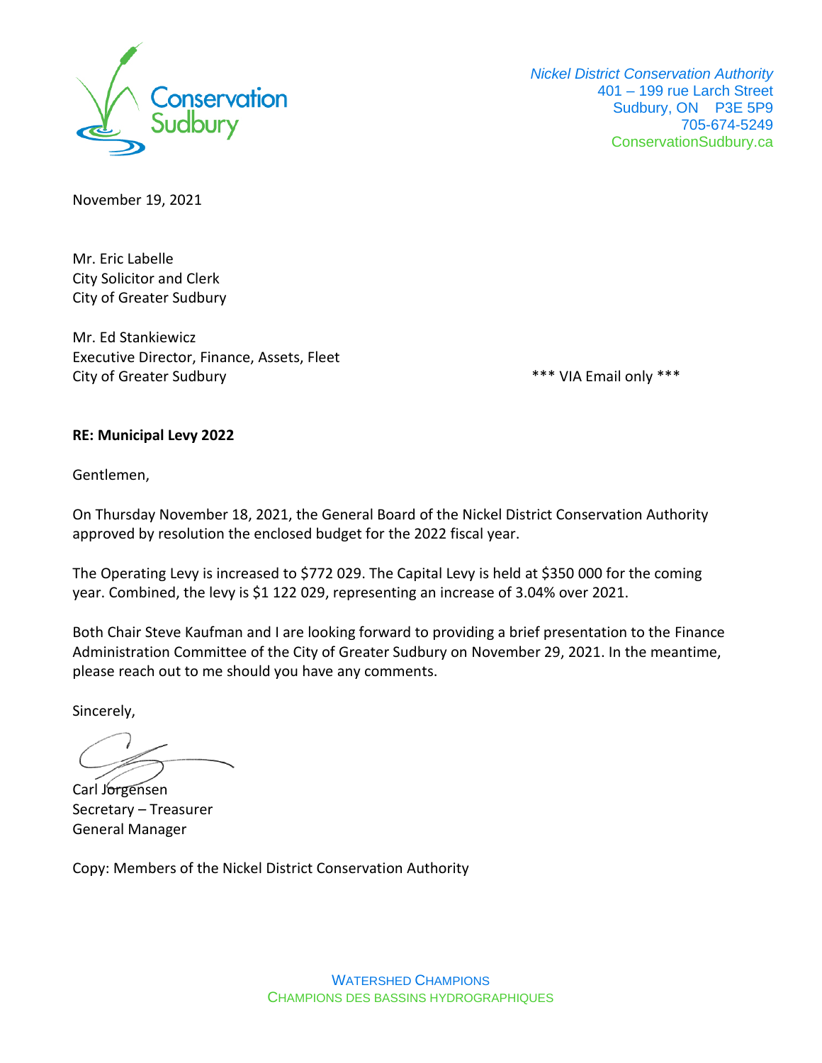Conservation Sudbury

*Nickel District Conservation Authority*
401 – 199 rue Larch Street
Sudbury, ON P3E 5P9
705-674-5249
ConservationSudbury.ca

November 19, 2021

Mr. Eric Labelle
City Solicitor and Clerk
City of Greater Sudbury

Mr. Ed Stankiewicz
Executive Director, Finance, Assets, Fleet
City of Greater Sudbury

*** VIA Email only ***

**RE: Municipal Levy 2022**

Gentlemen,

On Thursday November 18, 2021, the General Board of the Nickel District Conservation Authority approved by resolution the enclosed budget for the 2022 fiscal year.

The Operating Levy is increased to $772 029. The Capital Levy is held at $350 000 for the coming year. Combined, the levy is $1 122 029, representing an increase of 3.04% over 2021.

Both Chair Steve Kaufman and I are looking forward to providing a brief presentation to the Finance Administration Committee of the City of Greater Sudbury on November 29, 2021. In the meantime, please reach out to me should you have any comments.

Sincerely,

Carl Jorgensen
Secretary – Treasurer
General Manager

Copy: Members of the Nickel District Conservation Authority

WATERSHED CHAMPIONS
CHAMPIONS DES BASSINS HYDROGRAPHIQUES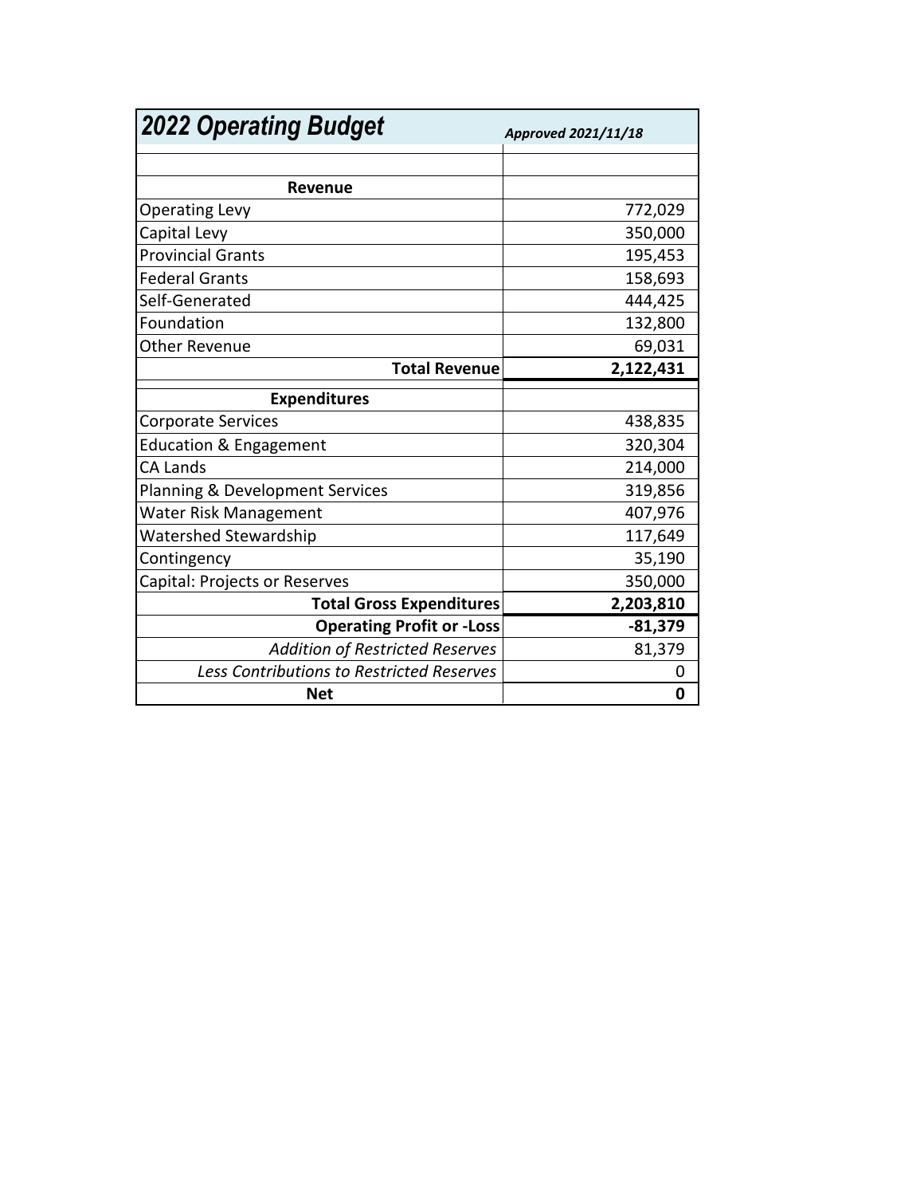| 2022 Operating Budget | *Approved 2021/11/18* |
|---|---|
| | |
| **Revenue** | |
| Operating Levy | 772,029 |
| Capital Levy | 350,000 |
| Provincial Grants | 195,453 |
| Federal Grants | 158,693 |
| Self-Generated | 444,425 |
| Foundation | 132,800 |
| Other Revenue | 69,031 |
| **Total Revenue** | **2,122,431** |
| **Expenditures** | |
| Corporate Services | 438,835 |
| Education & Engagement | 320,304 |
| CA Lands | 214,000 |
| Planning & Development Services | 319,856 |
| Water Risk Management | 407,976 |
| Watershed Stewardship | 117,649 |
| Contingency | 35,190 |
| Capital: Projects or Reserves | 350,000 |
| **Total Gross Expenditures** | **2,203,810** |
| **Operating Profit or -Loss** | **-81,379** |
| *Addition of Restricted Reserves* | 81,379 |
| *Less Contributions to Restricted Reserves* | 0 |
| **Net** | **0** |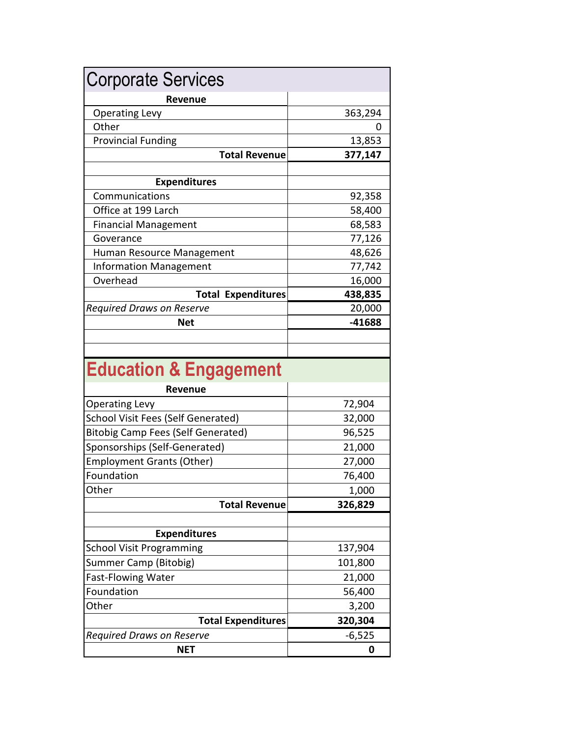## Corporate Services

| Revenue | |
|---|---|
| Operating Levy | 363,294 |
| Other | 0 |
| Provincial Funding | 13,853 |
| **Total Revenue** | **377,147** |
| | |
| **Expenditures** | |
| Communications | 92,358 |
| Office at 199 Larch | 58,400 |
| Financial Management | 68,583 |
| Goverance | 77,126 |
| Human Resource Management | 48,626 |
| Information Management | 77,742 |
| Overhead | 16,000 |
| **Total Expenditures** | **438,835** |
| *Required Draws on Reserve* | 20,000 |
| **Net** | **-41688** |

## Education & Engagement

| Revenue | |
|---|---|
| Operating Levy | 72,904 |
| School Visit Fees (Self Generated) | 32,000 |
| Bitobig Camp Fees (Self Generated) | 96,525 |
| Sponsorships (Self-Generated) | 21,000 |
| Employment Grants (Other) | 27,000 |
| Foundation | 76,400 |
| Other | 1,000 |
| **Total Revenue** | **326,829** |
| | |
| **Expenditures** | |
| School Visit Programming | 137,904 |
| Summer Camp (Bitobig) | 101,800 |
| Fast-Flowing Water | 21,000 |
| Foundation | 56,400 |
| Other | 3,200 |
| **Total Expenditures** | **320,304** |
| *Required Draws on Reserve* | -6,525 |
| **NET** | **0** |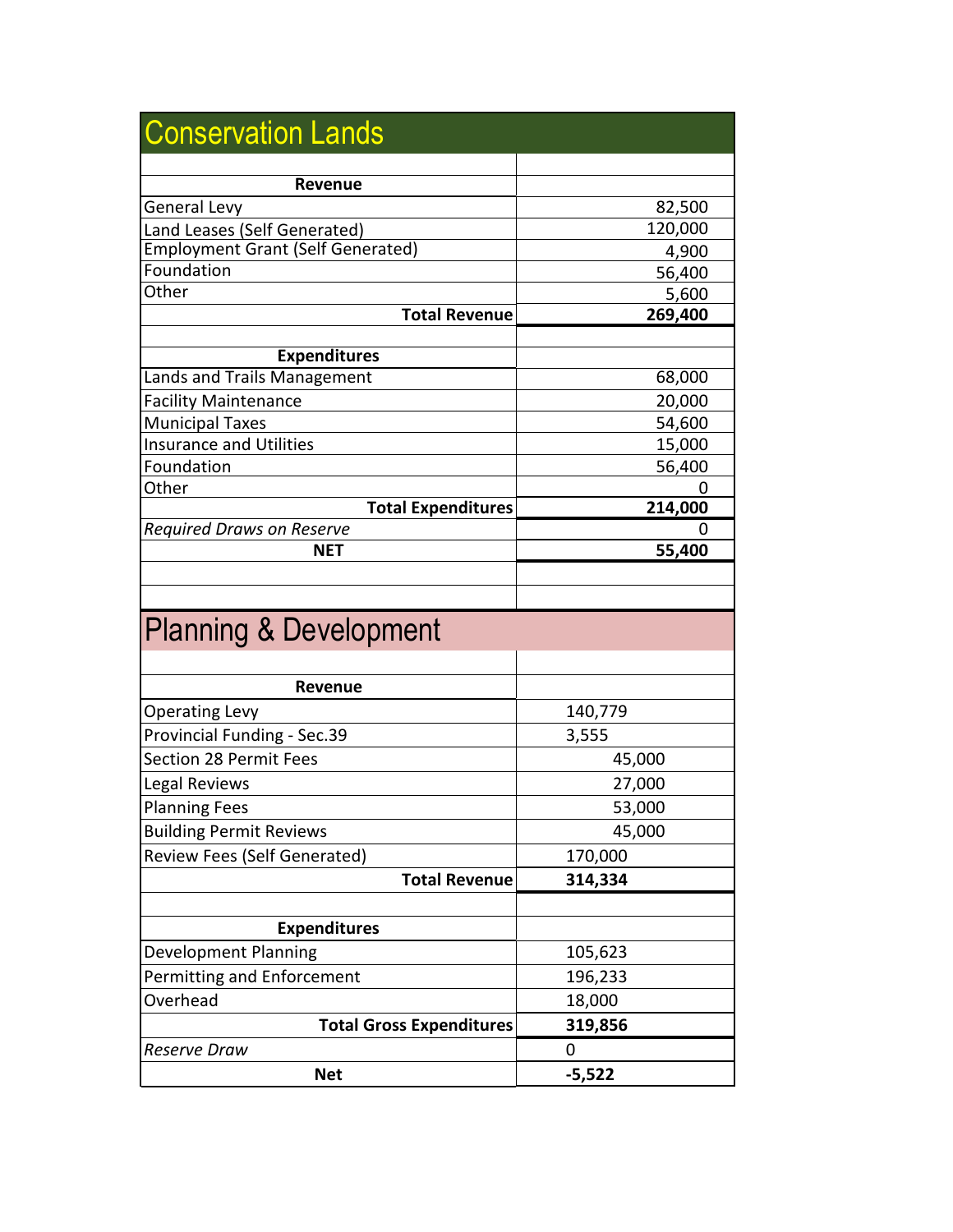## Conservation Lands

| | |
|---|---|
| **Revenue** | |
| General Levy | 82,500 |
| Land Leases (Self Generated) | 120,000 |
| Employment Grant (Self Generated) | 4,900 |
| Foundation | 56,400 |
| Other | 5,600 |
| **Total Revenue** | **269,400** |
| | |
| **Expenditures** | |
| Lands and Trails Management | 68,000 |
| Facility Maintenance | 20,000 |
| Municipal Taxes | 54,600 |
| Insurance and Utilities | 15,000 |
| Foundation | 56,400 |
| Other | 0 |
| **Total Expenditures** | **214,000** |
| *Required Draws on Reserve* | 0 |
| **NET** | **55,400** |

## Planning & Development

| | |
|---|---|
| **Revenue** | |
| Operating Levy | 140,779 |
| Provincial Funding - Sec.39 | 3,555 |
| Section 28 Permit Fees | 45,000 |
| Legal Reviews | 27,000 |
| Planning Fees | 53,000 |
| Building Permit Reviews | 45,000 |
| Review Fees (Self Generated) | 170,000 |
| **Total Revenue** | **314,334** |
| | |
| **Expenditures** | |
| Development Planning | 105,623 |
| Permitting and Enforcement | 196,233 |
| Overhead | 18,000 |
| **Total Gross Expenditures** | **319,856** |
| *Reserve Draw* | 0 |
| **Net** | **-5,522** |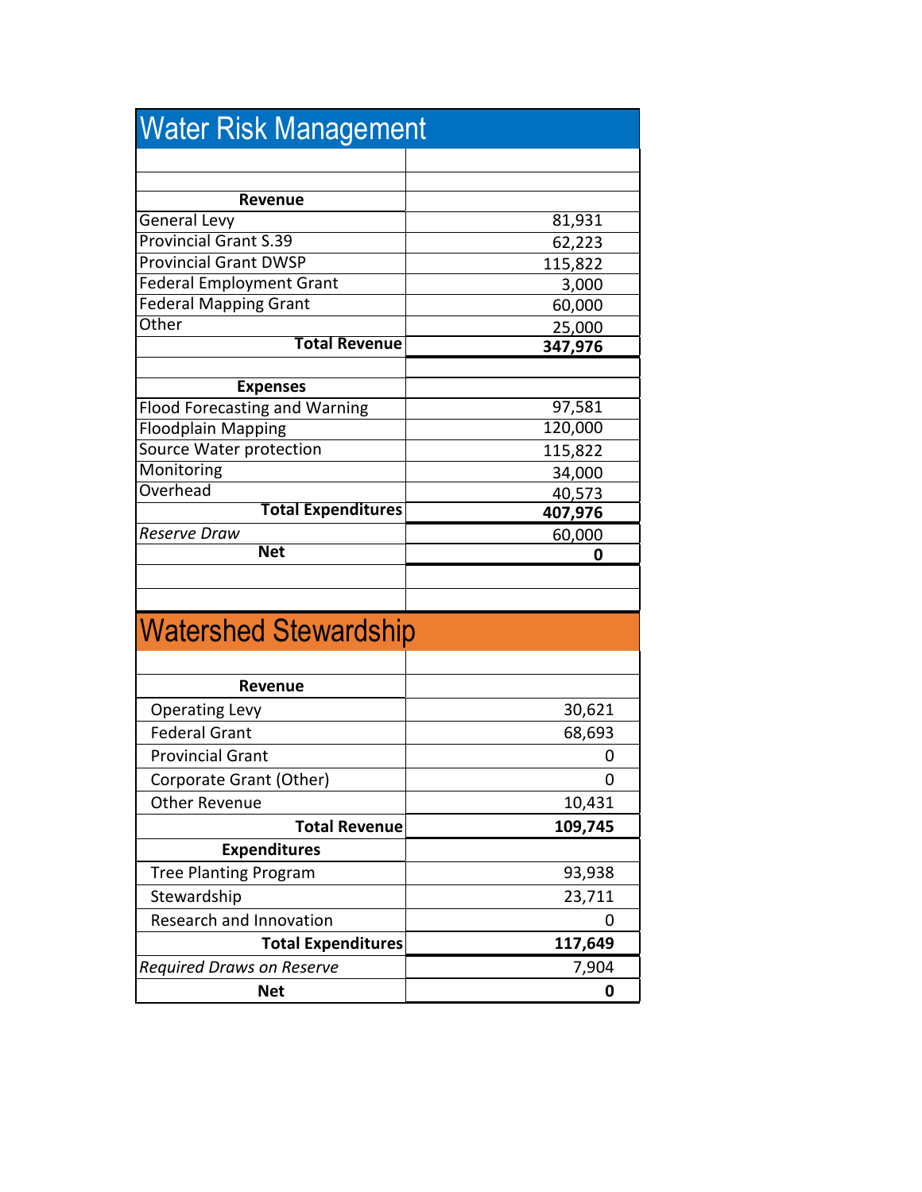## Water Risk Management

| | |
|---|---|
| **Revenue** | |
| General Levy | 81,931 |
| Provincial Grant S.39 | 62,223 |
| Provincial Grant DWSP | 115,822 |
| Federal Employment Grant | 3,000 |
| Federal Mapping Grant | 60,000 |
| Other | 25,000 |
| **Total Revenue** | **347,976** |
| | |
| **Expenses** | |
| Flood Forecasting and Warning | 97,581 |
| Floodplain Mapping | 120,000 |
| Source Water protection | 115,822 |
| Monitoring | 34,000 |
| Overhead | 40,573 |
| **Total Expenditures** | **407,976** |
| *Reserve Draw* | 60,000 |
| **Net** | **0** |

## Watershed Stewardship

| | |
|---|---|
| **Revenue** | |
| Operating Levy | 30,621 |
| Federal Grant | 68,693 |
| Provincial Grant | 0 |
| Corporate Grant (Other) | 0 |
| Other Revenue | 10,431 |
| **Total Revenue** | **109,745** |
| **Expenditures** | |
| Tree Planting Program | 93,938 |
| Stewardship | 23,711 |
| Research and Innovation | 0 |
| **Total Expenditures** | **117,649** |
| *Required Draws on Reserve* | 7,904 |
| **Net** | **0** |